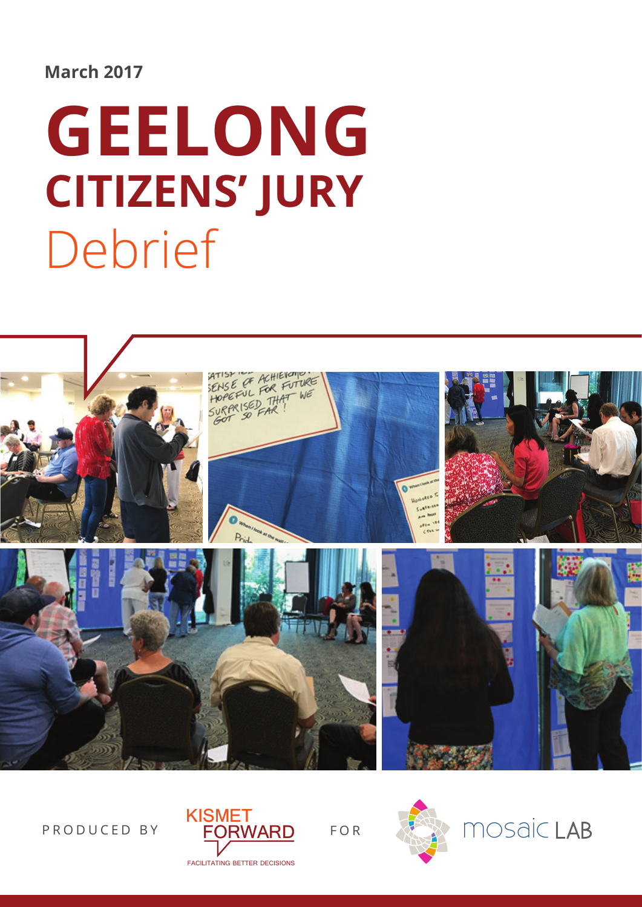March 2017

# GEELONG CITIZENS' JURY Debrief

PRODUCED BY KISMET FORWARD FACILITATING BETTER DECISIONS FOR mosaic LAB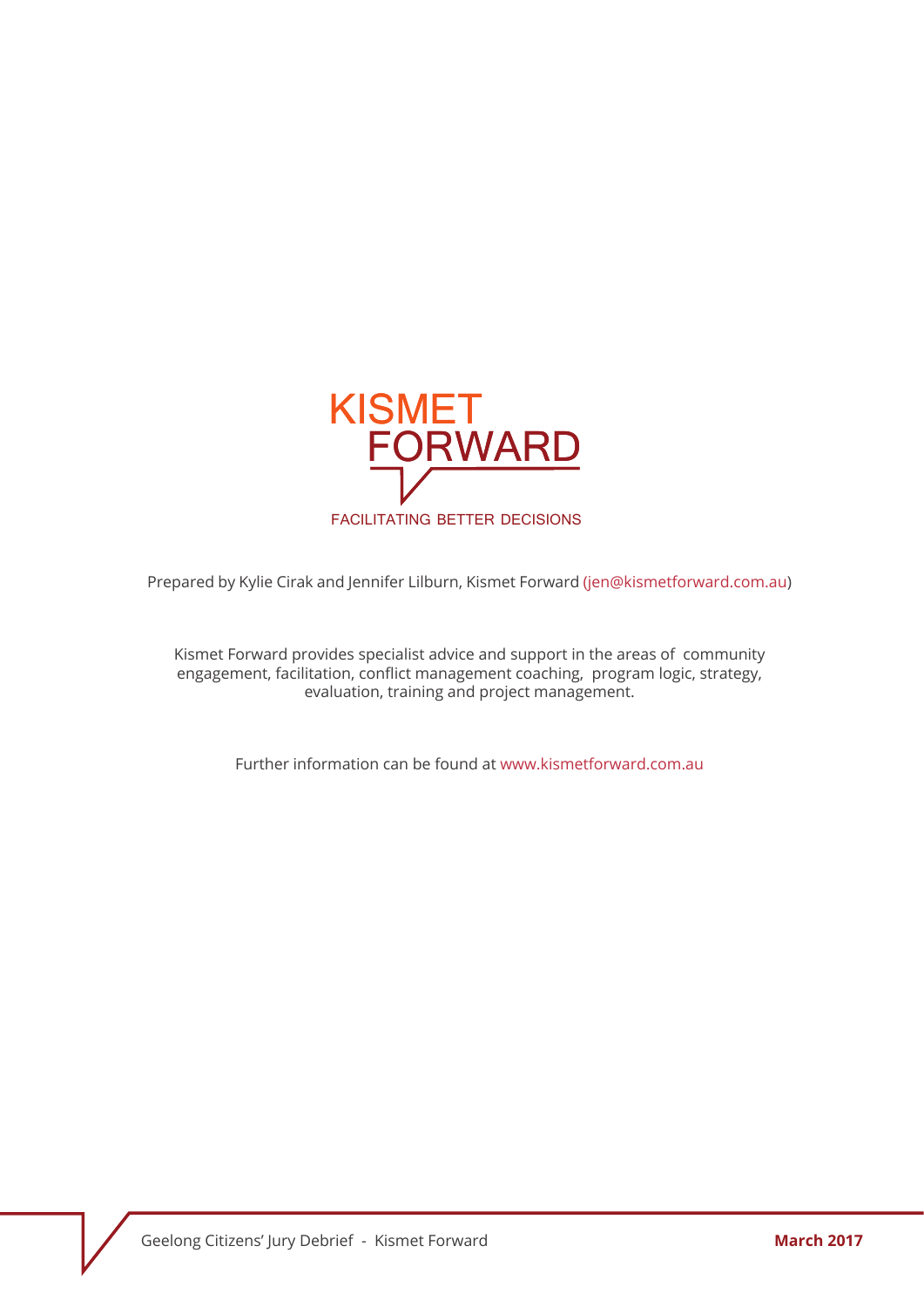KISMET FORWARD

FACILITATING BETTER DECISIONS

Prepared by Kylie Cirak and Jennifer Lilburn, Kismet Forward (jen@kismetforward.com.au)

Kismet Forward provides specialist advice and support in the areas of community engagement, facilitation, conflict management coaching, program logic, strategy, evaluation, training and project management.

Further information can be found at www.kismetforward.com.au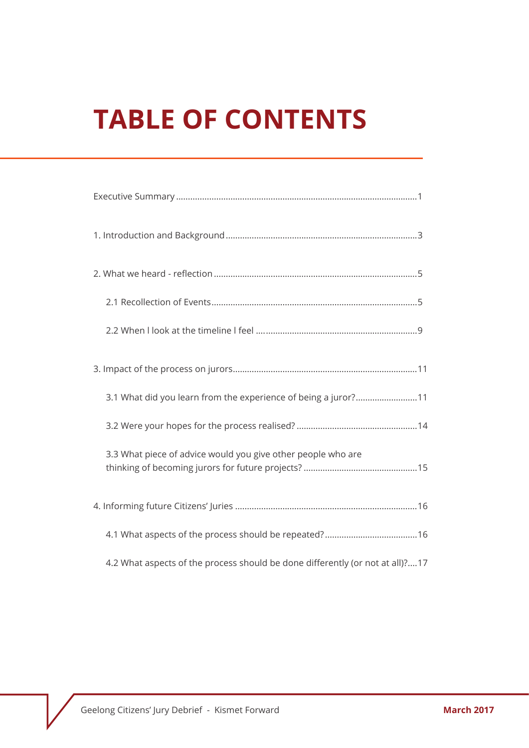# TABLE OF CONTENTS

Executive Summary ........................................................................................................1

1. Introduction and Background ................................................................................3

2. What we heard - reflection ....................................................................................5

   2.1 Recollection of Events ......................................................................................5

   2.2 When I look at the timeline I feel ....................................................................9

3. Impact of the process on jurors.............................................................................11

   3.1 What did you learn from the experience of being a juror? ..........................11

   3.2 Were your hopes for the process realised? ..................................................14

   3.3 What piece of advice would you give other people who are thinking of becoming jurors for future projects? ...............................................15

4. Informing future Citizens' Juries ..........................................................................16

   4.1 What aspects of the process should be repeated? .......................................16

   4.2 What aspects of the process should be done differently (or not at all)?....17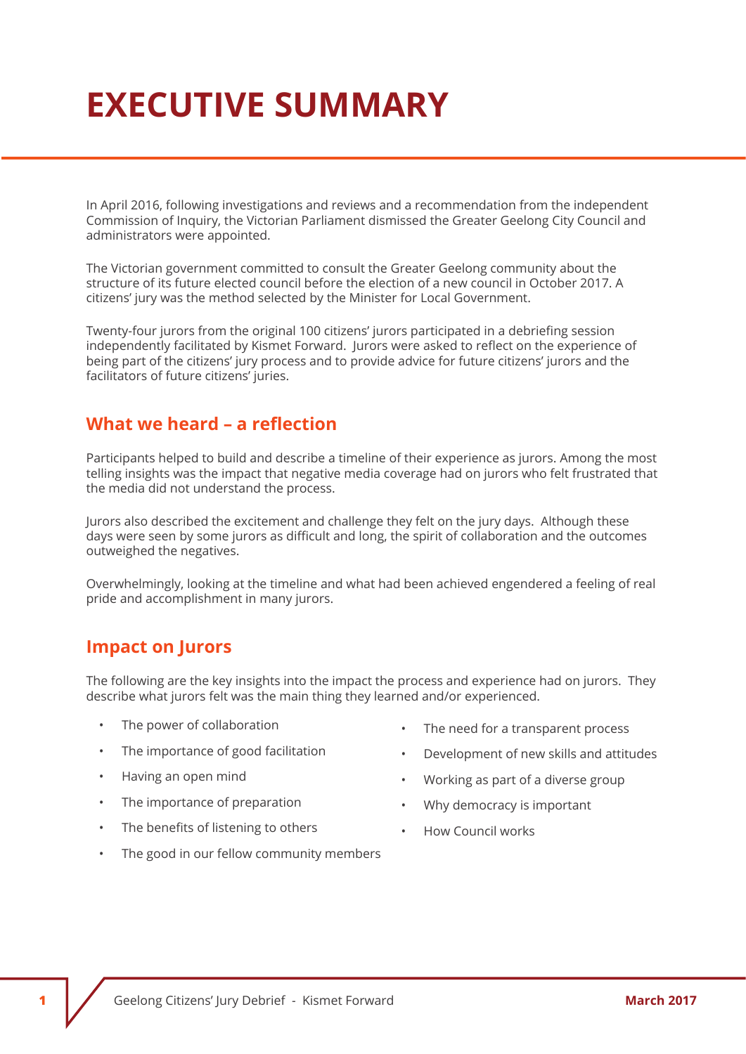# EXECUTIVE SUMMARY

In April 2016, following investigations and reviews and a recommendation from the independent Commission of Inquiry, the Victorian Parliament dismissed the Greater Geelong City Council and administrators were appointed.

The Victorian government committed to consult the Greater Geelong community about the structure of its future elected council before the election of a new council in October 2017. A citizens' jury was the method selected by the Minister for Local Government.

Twenty-four jurors from the original 100 citizens' jurors participated in a debriefing session independently facilitated by Kismet Forward. Jurors were asked to reflect on the experience of being part of the citizens' jury process and to provide advice for future citizens' jurors and the facilitators of future citizens' juries.

## What we heard – a reflection

Participants helped to build and describe a timeline of their experience as jurors. Among the most telling insights was the impact that negative media coverage had on jurors who felt frustrated that the media did not understand the process.

Jurors also described the excitement and challenge they felt on the jury days. Although these days were seen by some jurors as difficult and long, the spirit of collaboration and the outcomes outweighed the negatives.

Overwhelmingly, looking at the timeline and what had been achieved engendered a feeling of real pride and accomplishment in many jurors.

## Impact on Jurors

The following are the key insights into the impact the process and experience had on jurors. They describe what jurors felt was the main thing they learned and/or experienced.

- The power of collaboration
- The importance of good facilitation
- Having an open mind
- The importance of preparation
- The benefits of listening to others
- The good in our fellow community members
- The need for a transparent process
- Development of new skills and attitudes
- Working as part of a diverse group
- Why democracy is important
- How Council works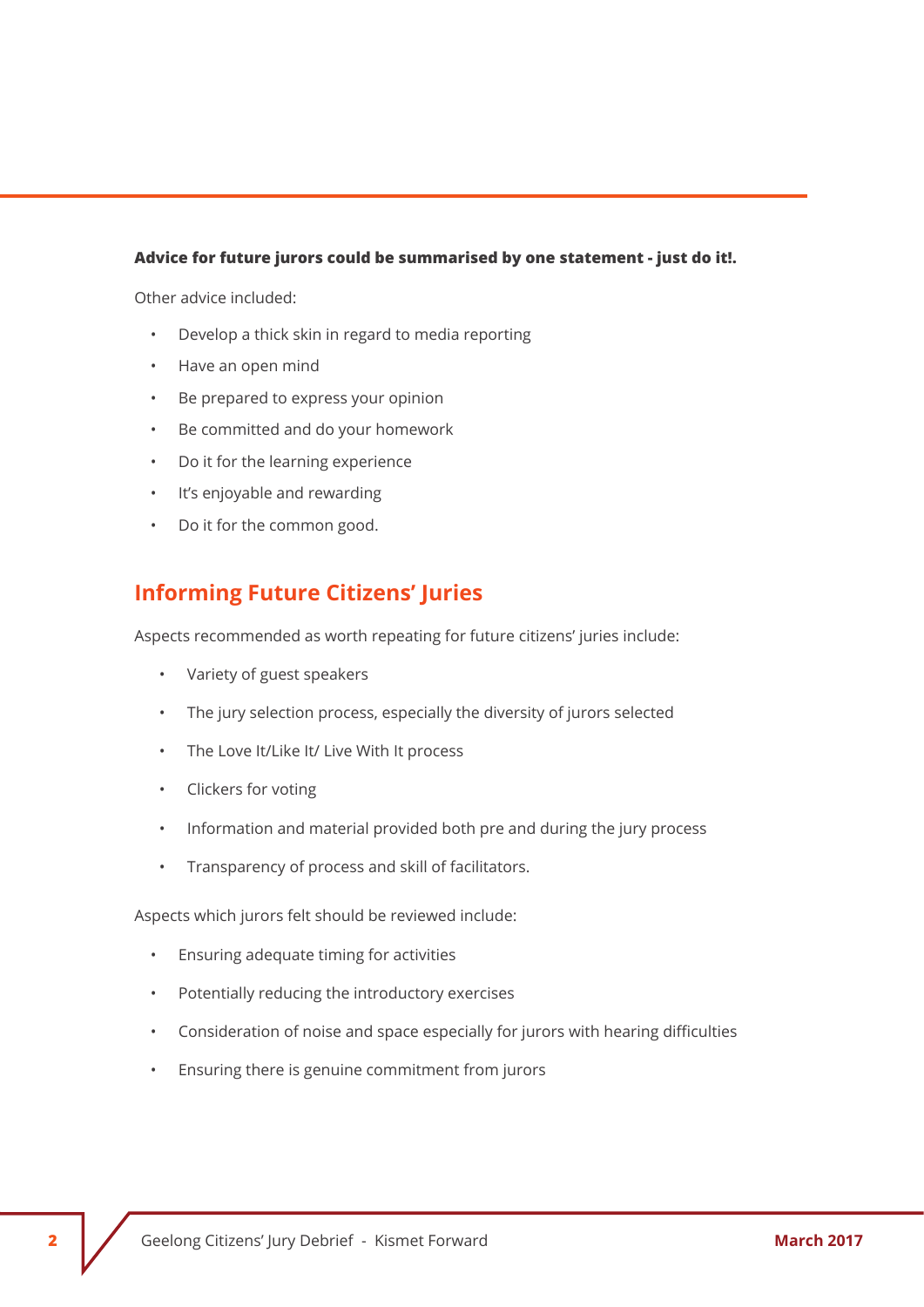**Advice for future jurors could be summarised by one statement - just do it!.**

Other advice included:

- Develop a thick skin in regard to media reporting
- Have an open mind
- Be prepared to express your opinion
- Be committed and do your homework
- Do it for the learning experience
- It's enjoyable and rewarding
- Do it for the common good.

## Informing Future Citizens' Juries

Aspects recommended as worth repeating for future citizens' juries include:

- Variety of guest speakers
- The jury selection process, especially the diversity of jurors selected
- The Love It/Like It/ Live With It process
- Clickers for voting
- Information and material provided both pre and during the jury process
- Transparency of process and skill of facilitators.

Aspects which jurors felt should be reviewed include:

- Ensuring adequate timing for activities
- Potentially reducing the introductory exercises
- Consideration of noise and space especially for jurors with hearing difficulties
- Ensuring there is genuine commitment from jurors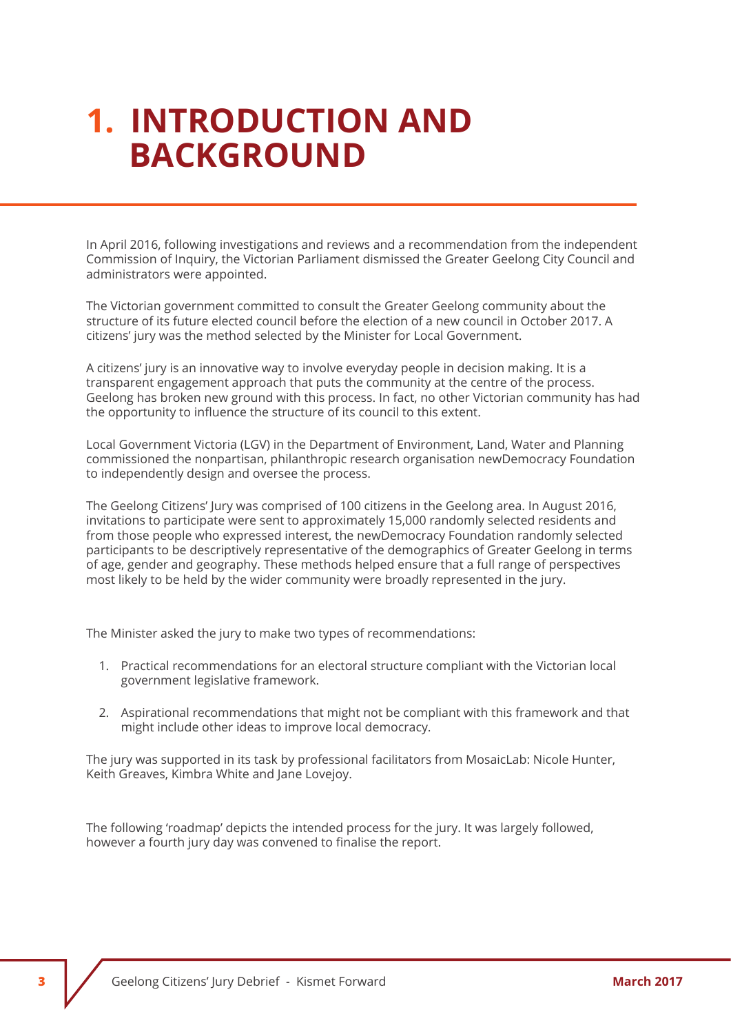# 1. INTRODUCTION AND BACKGROUND

In April 2016, following investigations and reviews and a recommendation from the independent Commission of Inquiry, the Victorian Parliament dismissed the Greater Geelong City Council and administrators were appointed.

The Victorian government committed to consult the Greater Geelong community about the structure of its future elected council before the election of a new council in October 2017. A citizens' jury was the method selected by the Minister for Local Government.

A citizens' jury is an innovative way to involve everyday people in decision making. It is a transparent engagement approach that puts the community at the centre of the process. Geelong has broken new ground with this process. In fact, no other Victorian community has had the opportunity to influence the structure of its council to this extent.

Local Government Victoria (LGV) in the Department of Environment, Land, Water and Planning commissioned the nonpartisan, philanthropic research organisation newDemocracy Foundation to independently design and oversee the process.

The Geelong Citizens' Jury was comprised of 100 citizens in the Geelong area. In August 2016, invitations to participate were sent to approximately 15,000 randomly selected residents and from those people who expressed interest, the newDemocracy Foundation randomly selected participants to be descriptively representative of the demographics of Greater Geelong in terms of age, gender and geography. These methods helped ensure that a full range of perspectives most likely to be held by the wider community were broadly represented in the jury.

The Minister asked the jury to make two types of recommendations:

1. Practical recommendations for an electoral structure compliant with the Victorian local government legislative framework.

2. Aspirational recommendations that might not be compliant with this framework and that might include other ideas to improve local democracy.

The jury was supported in its task by professional facilitators from MosaicLab: Nicole Hunter, Keith Greaves, Kimbra White and Jane Lovejoy.

The following 'roadmap' depicts the intended process for the jury. It was largely followed, however a fourth jury day was convened to finalise the report.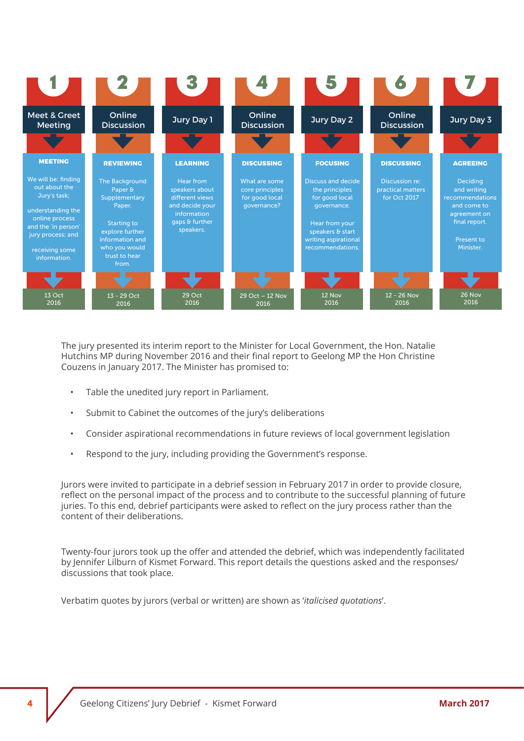| 1 | 2 | 3 | 4 | 5 | 6 | 7 |
|---|---|---|---|---|---|---|
| Meet & Greet Meeting | Online Discussion | Jury Day 1 | Online Discussion | Jury Day 2 | Online Discussion | Jury Day 3 |
| **MEETING** | **REVIEWING** | **LEARNING** | **DISCUSSING** | **FOCUSING** | **DISCUSSING** | **AGREEING** |
| We will be: finding out about the Jury's task; understanding the online process and the 'in person' jury process; and receiving some information. | The Background Paper & Supplementary Paper. Starting to explore further information and who you would trust to hear from. | Hear from speakers about different views and decide your information gaps & further speakers. | What are some core principles for good local governance? | Discuss and decide the principles for good local governance. Hear from your speakers & start writing aspirational recommendations. | Discussion re: practical matters for Oct 2017 | Deciding and writing recommendations and come to agreement on final report. Present to Minister. |
| 13 Oct 2016 | 13 - 29 Oct 2016 | 29 Oct 2016 | 29 Oct – 12 Nov 2016 | 12 Nov 2016 | 12 - 26 Nov 2016 | 26 Nov 2016 |

The jury presented its interim report to the Minister for Local Government, the Hon. Natalie Hutchins MP during November 2016 and their final report to Geelong MP the Hon Christine Couzens in January 2017. The Minister has promised to:

- Table the unedited jury report in Parliament.
- Submit to Cabinet the outcomes of the jury's deliberations
- Consider aspirational recommendations in future reviews of local government legislation
- Respond to the jury, including providing the Government's response.

Jurors were invited to participate in a debrief session in February 2017 in order to provide closure, reflect on the personal impact of the process and to contribute to the successful planning of future juries. To this end, debrief participants were asked to reflect on the jury process rather than the content of their deliberations.

Twenty-four jurors took up the offer and attended the debrief, which was independently facilitated by Jennifer Lilburn of Kismet Forward. This report details the questions asked and the responses/discussions that took place.

Verbatim quotes by jurors (verbal or written) are shown as '*italicised quotations*'.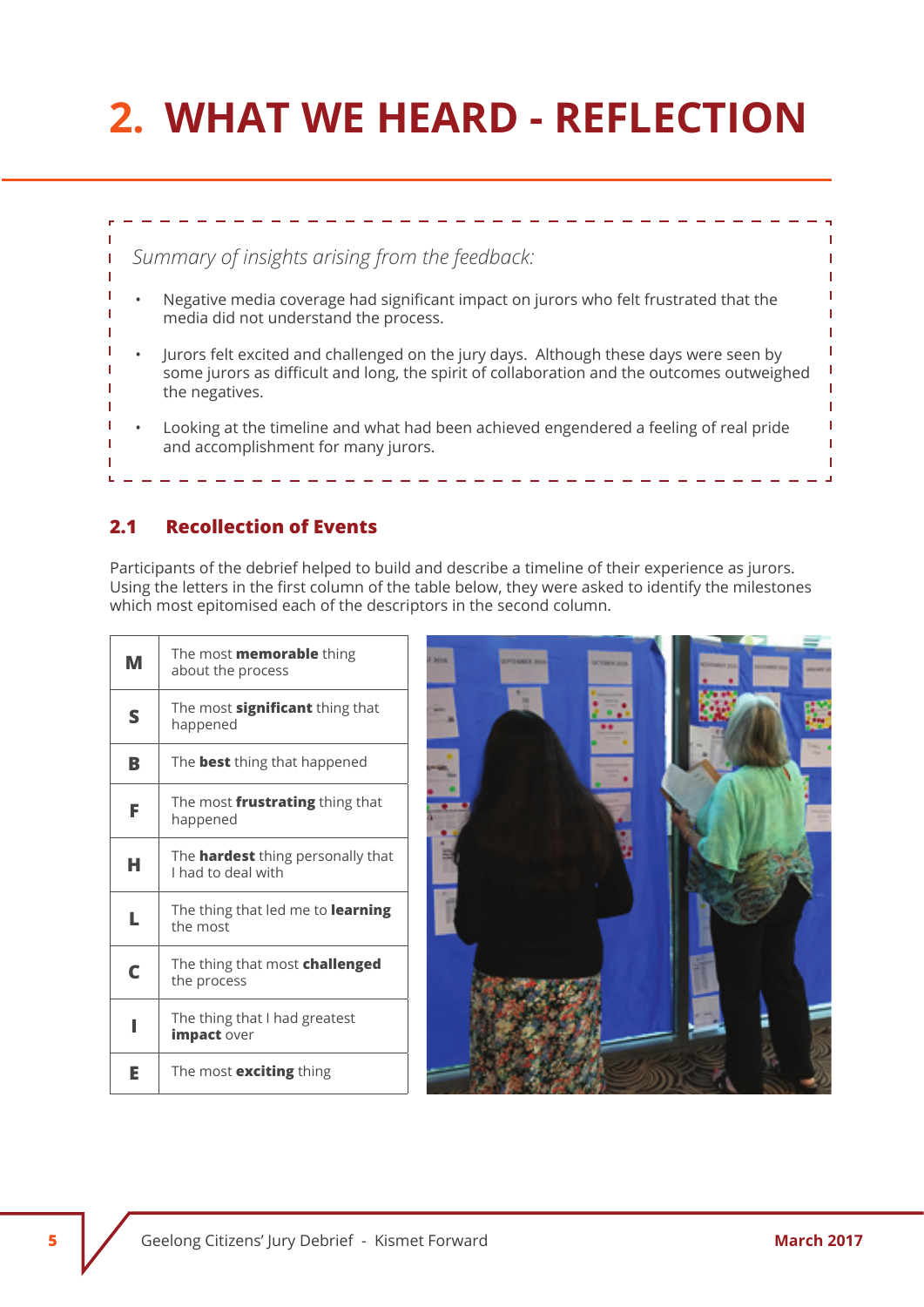# 2. WHAT WE HEARD - REFLECTION

*Summary of insights arising from the feedback:*

- Negative media coverage had significant impact on jurors who felt frustrated that the media did not understand the process.
- Jurors felt excited and challenged on the jury days. Although these days were seen by some jurors as difficult and long, the spirit of collaboration and the outcomes outweighed the negatives.
- Looking at the timeline and what had been achieved engendered a feeling of real pride and accomplishment for many jurors.

## 2.1 Recollection of Events

Participants of the debrief helped to build and describe a timeline of their experience as jurors. Using the letters in the first column of the table below, they were asked to identify the milestones which most epitomised each of the descriptors in the second column.

| | |
|---|---|
| **M** | The most **memorable** thing about the process |
| **S** | The most **significant** thing that happened |
| **B** | The **best** thing that happened |
| **F** | The most **frustrating** thing that happened |
| **H** | The **hardest** thing personally that I had to deal with |
| **L** | The thing that led me to **learning** the most |
| **C** | The thing that most **challenged** the process |
| **I** | The thing that I had greatest **impact** over |
| **E** | The most **exciting** thing |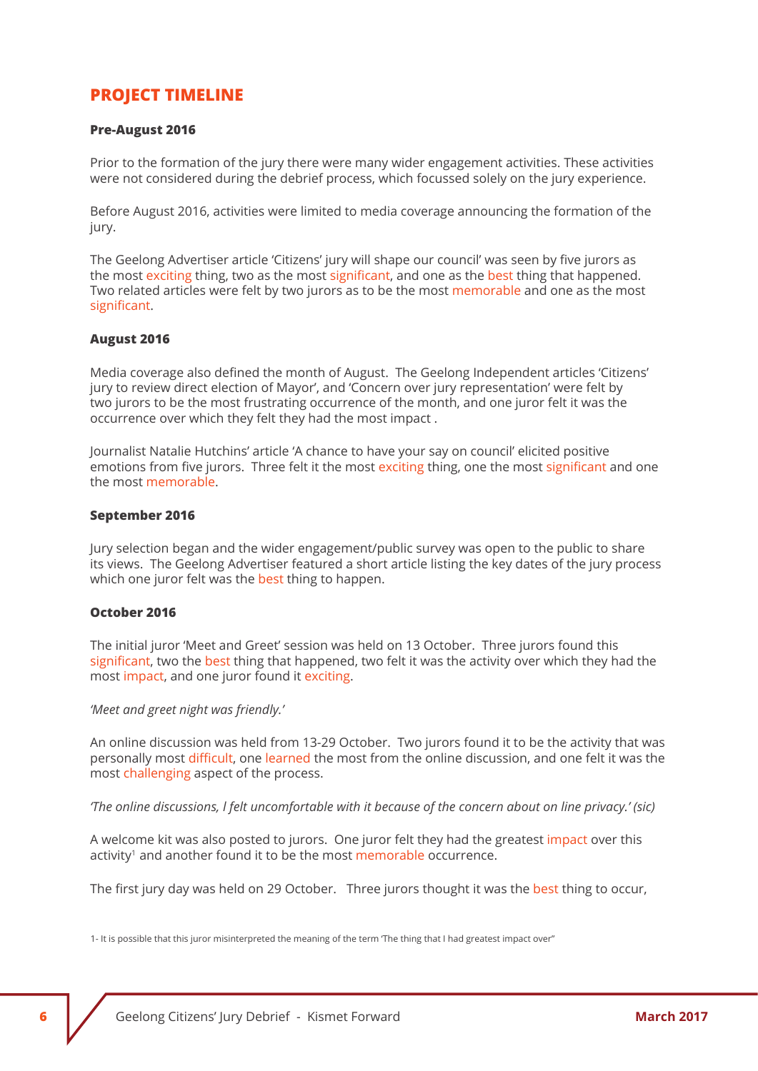## PROJECT TIMELINE

**Pre-August 2016**

Prior to the formation of the jury there were many wider engagement activities. These activities were not considered during the debrief process, which focussed solely on the jury experience.

Before August 2016, activities were limited to media coverage announcing the formation of the jury.

The Geelong Advertiser article 'Citizens' jury will shape our council' was seen by five jurors as the most exciting thing, two as the most significant, and one as the best thing that happened. Two related articles were felt by two jurors as to be the most memorable and one as the most significant.

**August 2016**

Media coverage also defined the month of August. The Geelong Independent articles 'Citizens' jury to review direct election of Mayor', and 'Concern over jury representation' were felt by two jurors to be the most frustrating occurrence of the month, and one juror felt it was the occurrence over which they felt they had the most impact .

Journalist Natalie Hutchins' article 'A chance to have your say on council' elicited positive emotions from five jurors. Three felt it the most exciting thing, one the most significant and one the most memorable.

**September 2016**

Jury selection began and the wider engagement/public survey was open to the public to share its views. The Geelong Advertiser featured a short article listing the key dates of the jury process which one juror felt was the best thing to happen.

**October 2016**

The initial juror 'Meet and Greet' session was held on 13 October. Three jurors found this significant, two the best thing that happened, two felt it was the activity over which they had the most impact, and one juror found it exciting.

*'Meet and greet night was friendly.'*

An online discussion was held from 13-29 October. Two jurors found it to be the activity that was personally most difficult, one learned the most from the online discussion, and one felt it was the most challenging aspect of the process.

*'The online discussions, I felt uncomfortable with it because of the concern about on line privacy.' (sic)*

A welcome kit was also posted to jurors. One juror felt they had the greatest impact over this activity[1] and another found it to be the most memorable occurrence.

The first jury day was held on 29 October. Three jurors thought it was the best thing to occur,

1- It is possible that this juror misinterpreted the meaning of the term 'The thing that I had greatest impact over"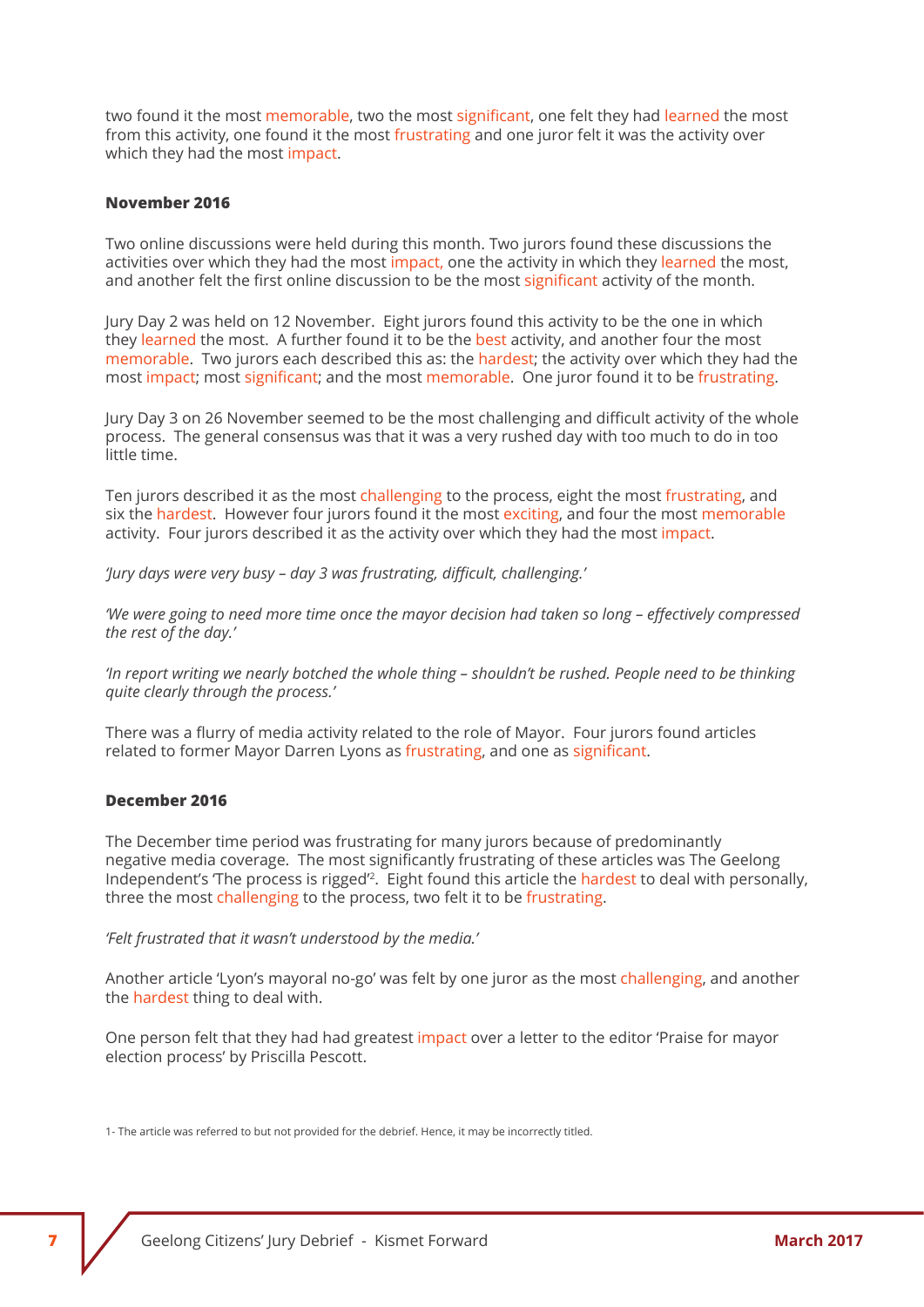two found it the most memorable, two the most significant, one felt they had learned the most from this activity, one found it the most frustrating and one juror felt it was the activity over which they had the most impact.

**November 2016**

Two online discussions were held during this month. Two jurors found these discussions the activities over which they had the most impact, one the activity in which they learned the most, and another felt the first online discussion to be the most significant activity of the month.

Jury Day 2 was held on 12 November. Eight jurors found this activity to be the one in which they learned the most. A further found it to be the best activity, and another four the most memorable. Two jurors each described this as: the hardest; the activity over which they had the most impact; most significant; and the most memorable. One juror found it to be frustrating.

Jury Day 3 on 26 November seemed to be the most challenging and difficult activity of the whole process. The general consensus was that it was a very rushed day with too much to do in too little time.

Ten jurors described it as the most challenging to the process, eight the most frustrating, and six the hardest. However four jurors found it the most exciting, and four the most memorable activity. Four jurors described it as the activity over which they had the most impact.

*'Jury days were very busy – day 3 was frustrating, difficult, challenging.'*

*'We were going to need more time once the mayor decision had taken so long – effectively compressed the rest of the day.'*

*'In report writing we nearly botched the whole thing – shouldn't be rushed. People need to be thinking quite clearly through the process.'*

There was a flurry of media activity related to the role of Mayor. Four jurors found articles related to former Mayor Darren Lyons as frustrating, and one as significant.

**December 2016**

The December time period was frustrating for many jurors because of predominantly negative media coverage. The most significantly frustrating of these articles was The Geelong Independent's 'The process is rigged'[2]. Eight found this article the hardest to deal with personally, three the most challenging to the process, two felt it to be frustrating.

*'Felt frustrated that it wasn't understood by the media.'*

Another article 'Lyon's mayoral no-go' was felt by one juror as the most challenging, and another the hardest thing to deal with.

One person felt that they had had greatest impact over a letter to the editor 'Praise for mayor election process' by Priscilla Pescott.

1- The article was referred to but not provided for the debrief. Hence, it may be incorrectly titled.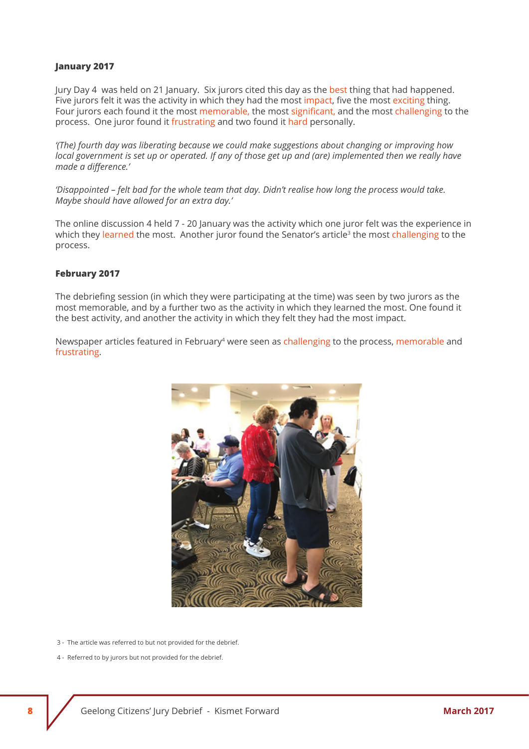**January 2017**

Jury Day 4 was held on 21 January. Six jurors cited this day as the best thing that had happened. Five jurors felt it was the activity in which they had the most impact, five the most exciting thing. Four jurors each found it the most memorable, the most significant, and the most challenging to the process. One juror found it frustrating and two found it hard personally.

*'(The) fourth day was liberating because we could make suggestions about changing or improving how local government is set up or operated. If any of those get up and (are) implemented then we really have made a difference.'*

*'Disappointed – felt bad for the whole team that day. Didn't realise how long the process would take. Maybe should have allowed for an extra day.'*

The online discussion 4 held 7 - 20 January was the activity which one juror felt was the experience in which they learned the most. Another juror found the Senator's article[3] the most challenging to the process.

**February 2017**

The debriefing session (in which they were participating at the time) was seen by two jurors as the most memorable, and by a further two as the activity in which they learned the most. One found it the best activity, and another the activity in which they felt they had the most impact.

Newspaper articles featured in February[4] were seen as challenging to the process, memorable and frustrating.

3 - The article was referred to but not provided for the debrief.

4 - Referred to by jurors but not provided for the debrief.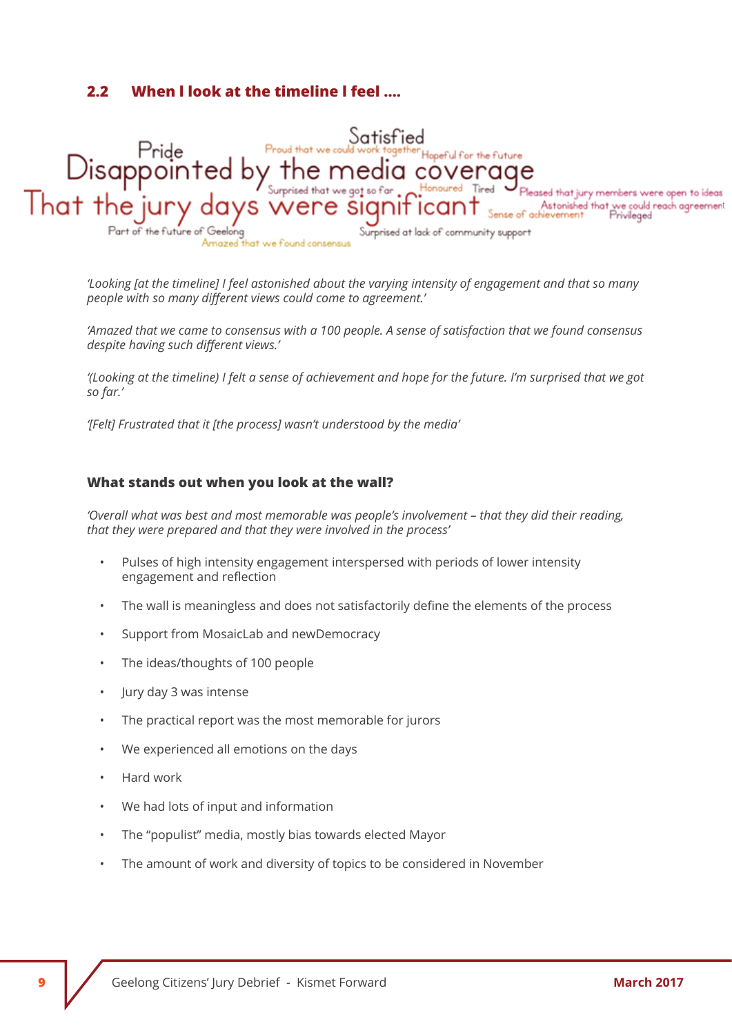## 2.2 When I look at the timeline I feel ....

Satisfied
Pride
Proud that we could work together
Hopeful for the future
Disappointed by the media coverage
Surprised that we got so far
Honoured
Tired
Pleased that jury members were open to ideas
That the jury days were significant
Sense of achievement
Astonished that we could reach agreement
Privileged
Part of the future of Geelong
Amazed that we found consensus
Surprised at lack of community support

*'Looking [at the timeline] I feel astonished about the varying intensity of engagement and that so many people with so many different views could come to agreement.'*

*'Amazed that we came to consensus with a 100 people. A sense of satisfaction that we found consensus despite having such different views.'*

*'(Looking at the timeline) I felt a sense of achievement and hope for the future. I'm surprised that we got so far.'*

*'[Felt] Frustrated that it [the process] wasn't understood by the media'*

### What stands out when you look at the wall?

*'Overall what was best and most memorable was people's involvement – that they did their reading, that they were prepared and that they were involved in the process'*

- Pulses of high intensity engagement interspersed with periods of lower intensity engagement and reflection
- The wall is meaningless and does not satisfactorily define the elements of the process
- Support from MosaicLab and newDemocracy
- The ideas/thoughts of 100 people
- Jury day 3 was intense
- The practical report was the most memorable for jurors
- We experienced all emotions on the days
- Hard work
- We had lots of input and information
- The "populist" media, mostly bias towards elected Mayor
- The amount of work and diversity of topics to be considered in November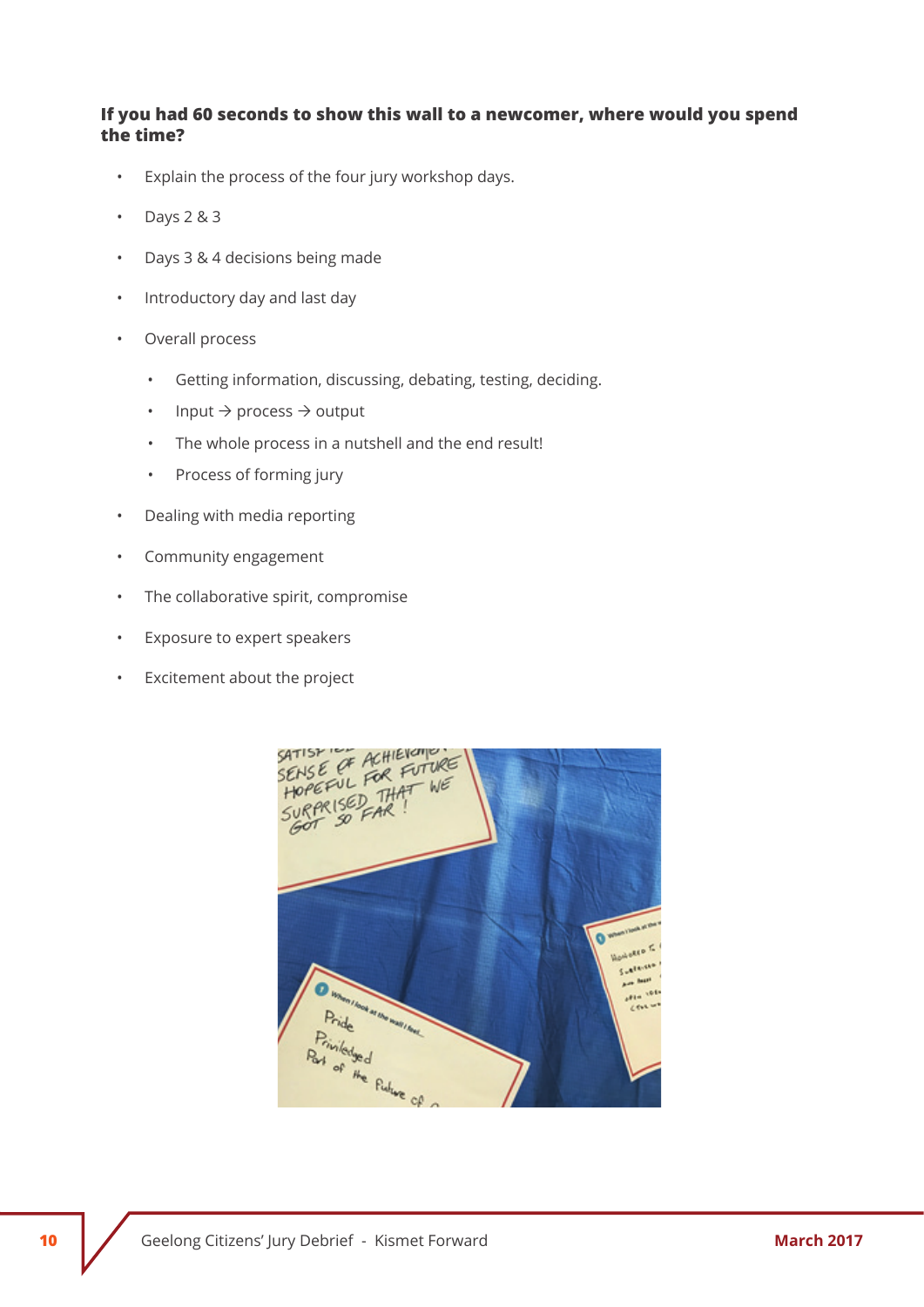**If you had 60 seconds to show this wall to a newcomer, where would you spend the time?**

- Explain the process of the four jury workshop days.
- Days 2 & 3
- Days 3 & 4 decisions being made
- Introductory day and last day
- Overall process
  - Getting information, discussing, debating, testing, deciding.
  - Input → process → output
  - The whole process in a nutshell and the end result!
  - Process of forming jury
- Dealing with media reporting
- Community engagement
- The collaborative spirit, compromise
- Exposure to expert speakers
- Excitement about the project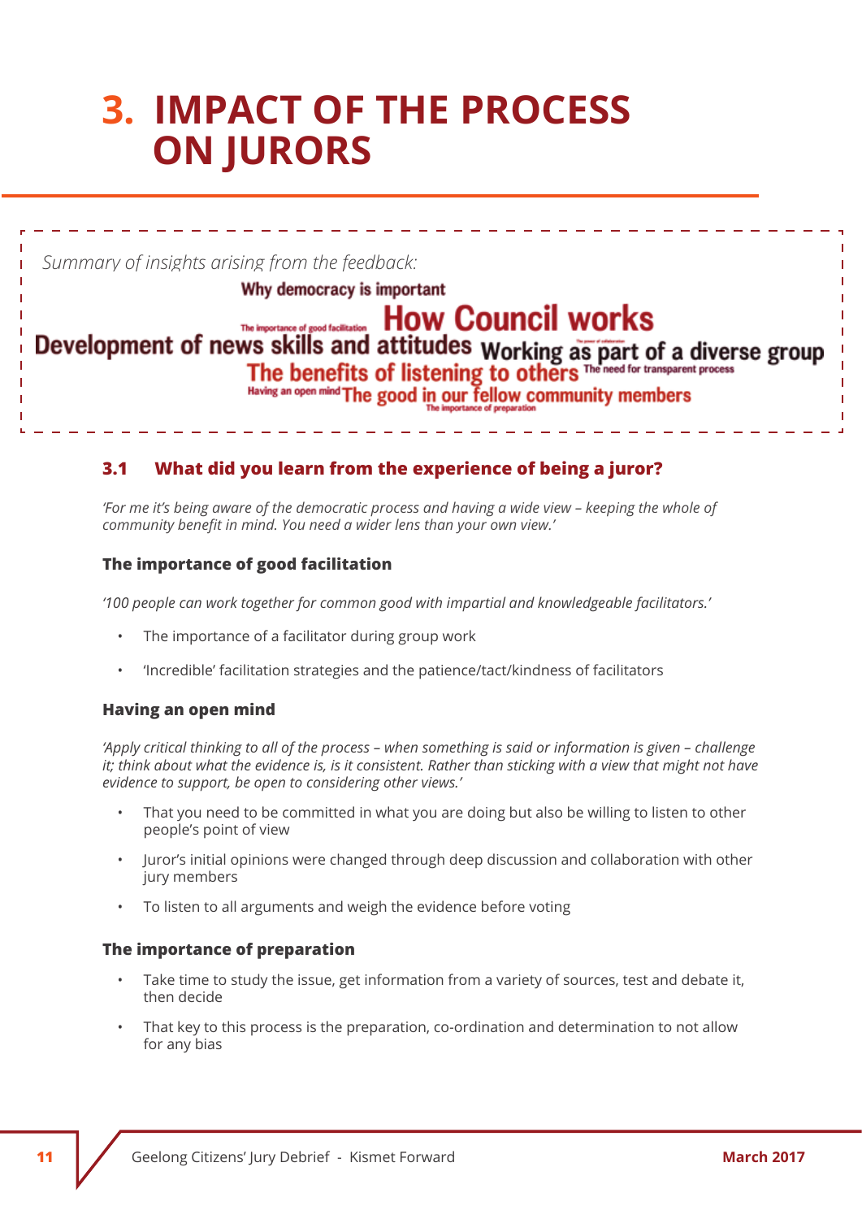# 3. IMPACT OF THE PROCESS ON JURORS

*Summary of insights arising from the feedback:*

Why democracy is important

The importance of good facilitation **How Council works**

Development of news skills and attitudes Working as part of a diverse group

The benefits of listening to others The need for transparent process

Having an open mind The good in our fellow community members

The importance of preparation

## 3.1 What did you learn from the experience of being a juror?

*'For me it's being aware of the democratic process and having a wide view – keeping the whole of community benefit in mind. You need a wider lens than your own view.'*

### The importance of good facilitation

*'100 people can work together for common good with impartial and knowledgeable facilitators.'*

- The importance of a facilitator during group work
- 'Incredible' facilitation strategies and the patience/tact/kindness of facilitators

### Having an open mind

*'Apply critical thinking to all of the process – when something is said or information is given – challenge it; think about what the evidence is, is it consistent. Rather than sticking with a view that might not have evidence to support, be open to considering other views.'*

- That you need to be committed in what you are doing but also be willing to listen to other people's point of view
- Juror's initial opinions were changed through deep discussion and collaboration with other jury members
- To listen to all arguments and weigh the evidence before voting

### The importance of preparation

- Take time to study the issue, get information from a variety of sources, test and debate it, then decide
- That key to this process is the preparation, co-ordination and determination to not allow for any bias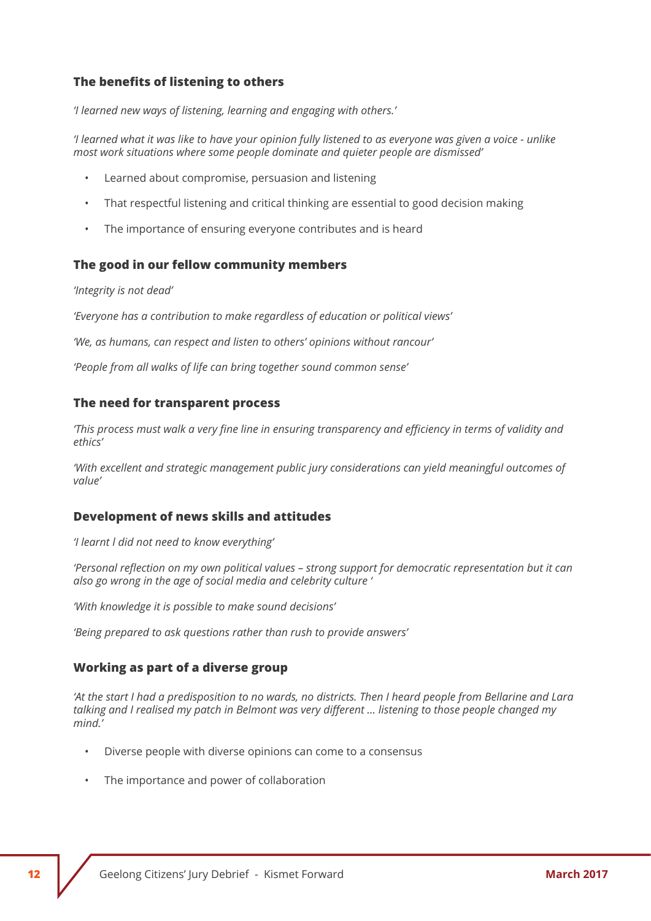### The benefits of listening to others

*'I learned new ways of listening, learning and engaging with others.'*

*'I learned what it was like to have your opinion fully listened to as everyone was given a voice - unlike most work situations where some people dominate and quieter people are dismissed'*

- Learned about compromise, persuasion and listening
- That respectful listening and critical thinking are essential to good decision making
- The importance of ensuring everyone contributes and is heard

### The good in our fellow community members

*'Integrity is not dead'*

*'Everyone has a contribution to make regardless of education or political views'*

*'We, as humans, can respect and listen to others' opinions without rancour'*

*'People from all walks of life can bring together sound common sense'*

### The need for transparent process

*'This process must walk a very fine line in ensuring transparency and efficiency in terms of validity and ethics'*

*'With excellent and strategic management public jury considerations can yield meaningful outcomes of value'*

### Development of news skills and attitudes

*'I learnt I did not need to know everything'*

*'Personal reflection on my own political values – strong support for democratic representation but it can also go wrong in the age of social media and celebrity culture '*

*'With knowledge it is possible to make sound decisions'*

*'Being prepared to ask questions rather than rush to provide answers'*

### Working as part of a diverse group

*'At the start I had a predisposition to no wards, no districts. Then I heard people from Bellarine and Lara talking and I realised my patch in Belmont was very different ... listening to those people changed my mind.'*

- Diverse people with diverse opinions can come to a consensus
- The importance and power of collaboration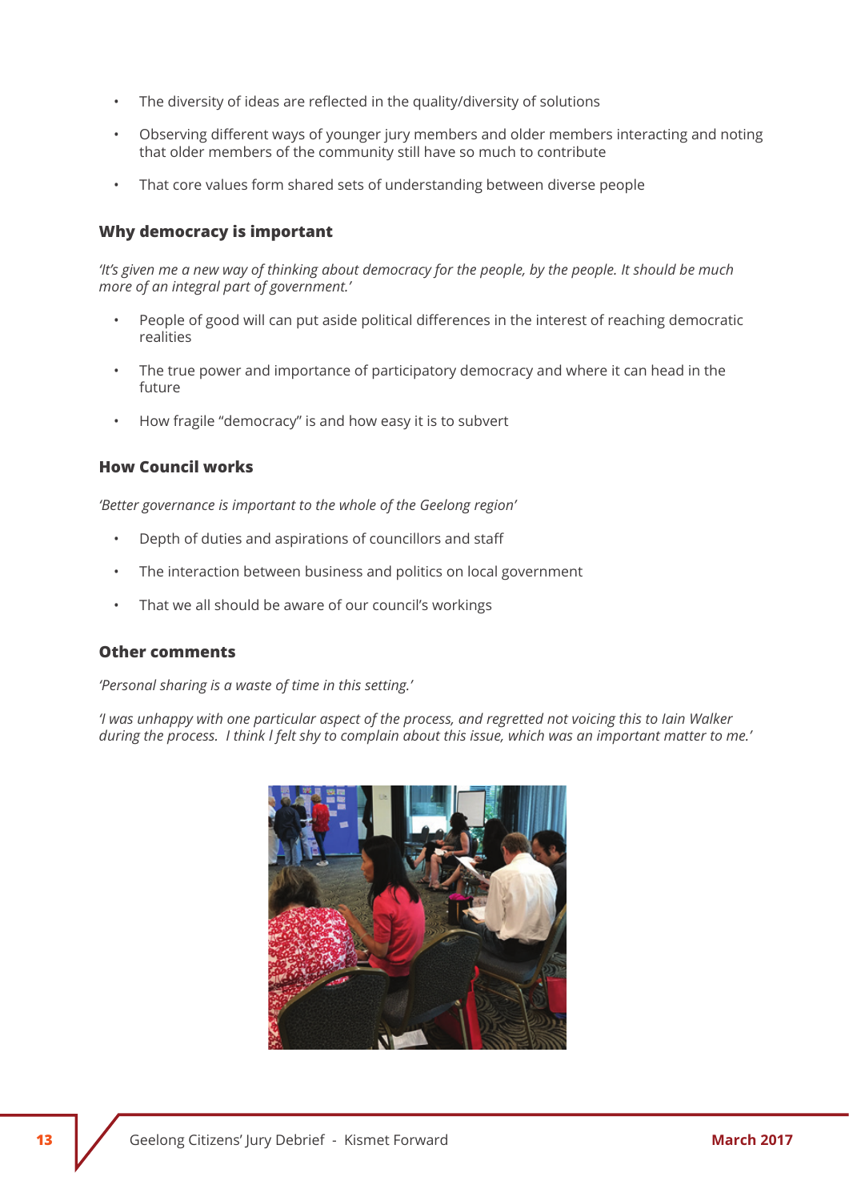- The diversity of ideas are reflected in the quality/diversity of solutions
- Observing different ways of younger jury members and older members interacting and noting that older members of the community still have so much to contribute
- That core values form shared sets of understanding between diverse people

### Why democracy is important

*'It's given me a new way of thinking about democracy for the people, by the people. It should be much more of an integral part of government.'*

- People of good will can put aside political differences in the interest of reaching democratic realities
- The true power and importance of participatory democracy and where it can head in the future
- How fragile "democracy" is and how easy it is to subvert

### How Council works

*'Better governance is important to the whole of the Geelong region'*

- Depth of duties and aspirations of councillors and staff
- The interaction between business and politics on local government
- That we all should be aware of our council's workings

### Other comments

*'Personal sharing is a waste of time in this setting.'*

*'I was unhappy with one particular aspect of the process, and regretted not voicing this to Iain Walker during the process.  I think I felt shy to complain about this issue, which was an important matter to me.'*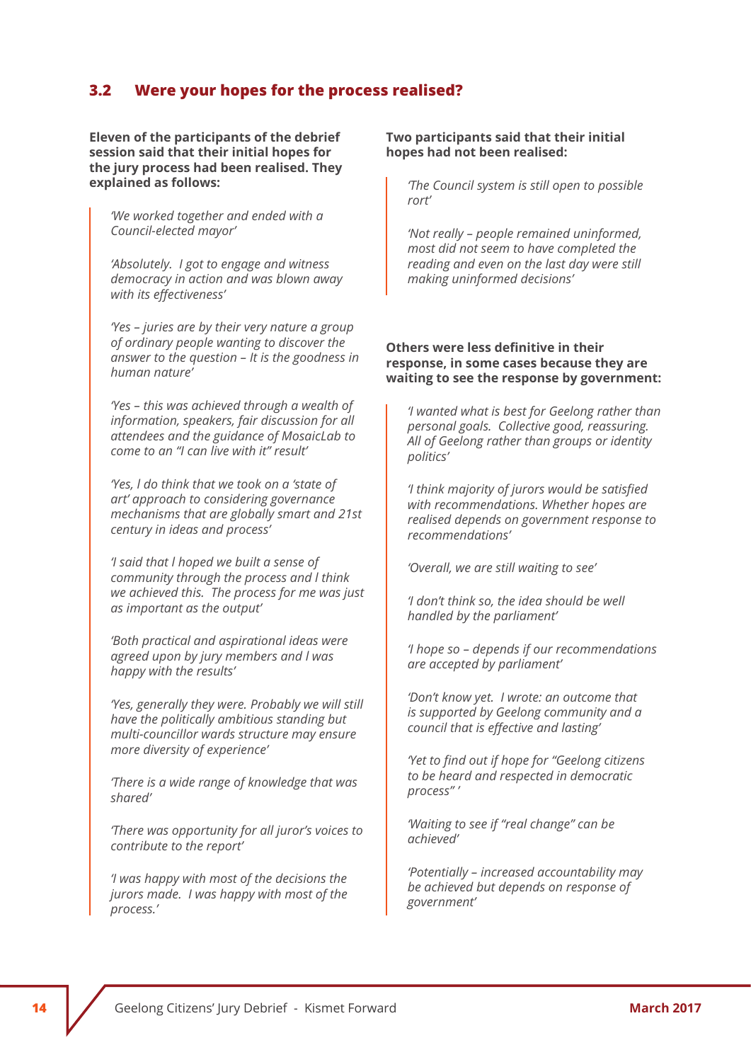## 3.2 Were your hopes for the process realised?

**Eleven of the participants of the debrief session said that their initial hopes for the jury process had been realised. They explained as follows:**

> *'We worked together and ended with a Council-elected mayor'*
>
> *'Absolutely. I got to engage and witness democracy in action and was blown away with its effectiveness'*
>
> *'Yes – juries are by their very nature a group of ordinary people wanting to discover the answer to the question – It is the goodness in human nature'*
>
> *'Yes – this was achieved through a wealth of information, speakers, fair discussion for all attendees and the guidance of MosaicLab to come to an "I can live with it" result'*
>
> *'Yes, I do think that we took on a 'state of art' approach to considering governance mechanisms that are globally smart and 21st century in ideas and process'*
>
> *'I said that I hoped we built a sense of community through the process and I think we achieved this. The process for me was just as important as the output'*
>
> *'Both practical and aspirational ideas were agreed upon by jury members and I was happy with the results'*
>
> *'Yes, generally they were. Probably we will still have the politically ambitious standing but multi-councillor wards structure may ensure more diversity of experience'*
>
> *'There is a wide range of knowledge that was shared'*
>
> *'There was opportunity for all juror's voices to contribute to the report'*
>
> *'I was happy with most of the decisions the jurors made. I was happy with most of the process.'*

**Two participants said that their initial hopes had not been realised:**

> *'The Council system is still open to possible rort'*
>
> *'Not really – people remained uninformed, most did not seem to have completed the reading and even on the last day were still making uninformed decisions'*

**Others were less definitive in their response, in some cases because they are waiting to see the response by government:**

> *'I wanted what is best for Geelong rather than personal goals. Collective good, reassuring. All of Geelong rather than groups or identity politics'*
>
> *'I think majority of jurors would be satisfied with recommendations. Whether hopes are realised depends on government response to recommendations'*
>
> *'Overall, we are still waiting to see'*
>
> *'I don't think so, the idea should be well handled by the parliament'*
>
> *'I hope so – depends if our recommendations are accepted by parliament'*
>
> *'Don't know yet. I wrote: an outcome that is supported by Geelong community and a council that is effective and lasting'*
>
> *'Yet to find out if hope for "Geelong citizens to be heard and respected in democratic process" '*
>
> *'Waiting to see if "real change" can be achieved'*
>
> *'Potentially – increased accountability may be achieved but depends on response of government'*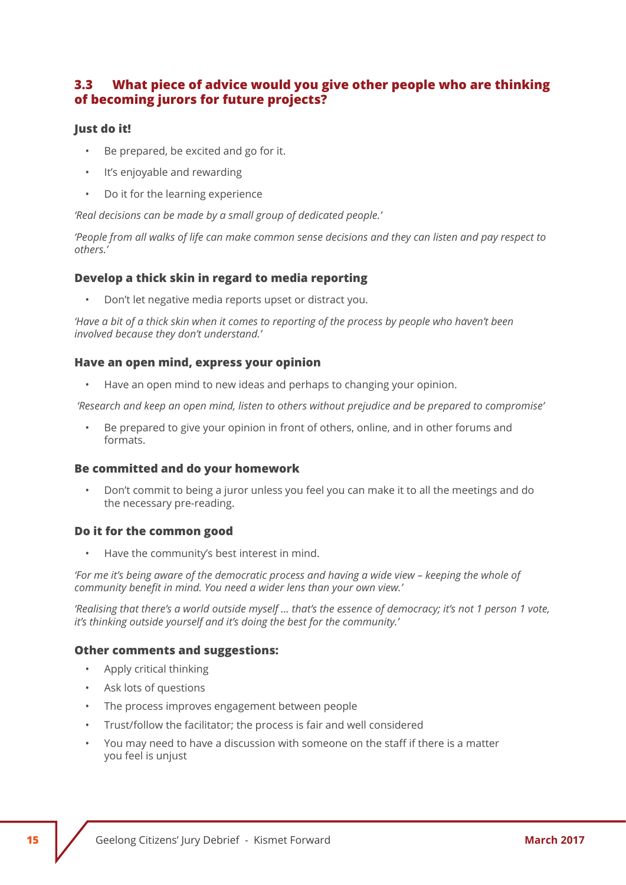## 3.3 What piece of advice would you give other people who are thinking of becoming jurors for future projects?

### Just do it!

- Be prepared, be excited and go for it.
- It's enjoyable and rewarding
- Do it for the learning experience

*'Real decisions can be made by a small group of dedicated people.'*

*'People from all walks of life can make common sense decisions and they can listen and pay respect to others.'*

### Develop a thick skin in regard to media reporting

- Don't let negative media reports upset or distract you.

*'Have a bit of a thick skin when it comes to reporting of the process by people who haven't been involved because they don't understand.'*

### Have an open mind, express your opinion

- Have an open mind to new ideas and perhaps to changing your opinion.

*'Research and keep an open mind, listen to others without prejudice and be prepared to compromise'*

- Be prepared to give your opinion in front of others, online, and in other forums and formats.

### Be committed and do your homework

- Don't commit to being a juror unless you feel you can make it to all the meetings and do the necessary pre-reading.

### Do it for the common good

- Have the community's best interest in mind.

*'For me it's being aware of the democratic process and having a wide view – keeping the whole of community benefit in mind. You need a wider lens than your own view.'*

*'Realising that there's a world outside myself ... that's the essence of democracy; it's not 1 person 1 vote, it's thinking outside yourself and it's doing the best for the community.'*

### Other comments and suggestions:

- Apply critical thinking
- Ask lots of questions
- The process improves engagement between people
- Trust/follow the facilitator; the process is fair and well considered
- You may need to have a discussion with someone on the staff if there is a matter you feel is unjust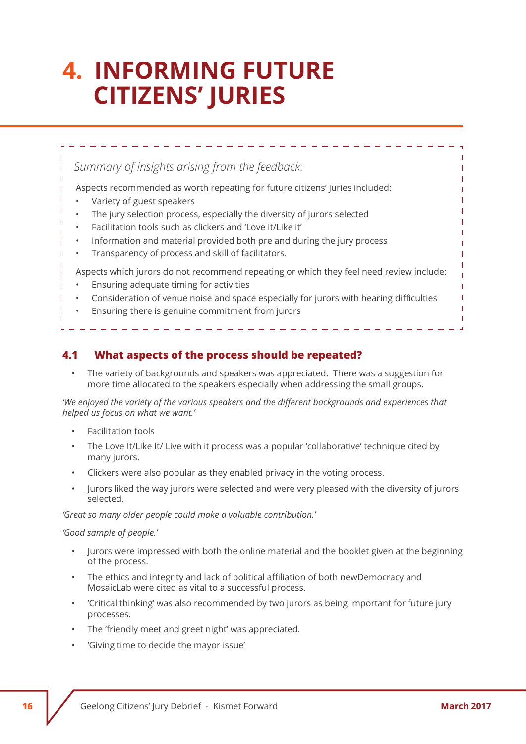# 4. INFORMING FUTURE CITIZENS' JURIES

*Summary of insights arising from the feedback:*

Aspects recommended as worth repeating for future citizens' juries included:

- Variety of guest speakers
- The jury selection process, especially the diversity of jurors selected
- Facilitation tools such as clickers and 'Love it/Like it'
- Information and material provided both pre and during the jury process
- Transparency of process and skill of facilitators.

Aspects which jurors do not recommend repeating or which they feel need review include:

- Ensuring adequate timing for activities
- Consideration of venue noise and space especially for jurors with hearing difficulties
- Ensuring there is genuine commitment from jurors

## 4.1 What aspects of the process should be repeated?

- The variety of backgrounds and speakers was appreciated. There was a suggestion for more time allocated to the speakers especially when addressing the small groups.

*'We enjoyed the variety of the various speakers and the different backgrounds and experiences that helped us focus on what we want.'*

- Facilitation tools
- The Love It/Like It/ Live with it process was a popular 'collaborative' technique cited by many jurors.
- Clickers were also popular as they enabled privacy in the voting process.
- Jurors liked the way jurors were selected and were very pleased with the diversity of jurors selected.

*'Great so many older people could make a valuable contribution.'*

*'Good sample of people.'*

- Jurors were impressed with both the online material and the booklet given at the beginning of the process.
- The ethics and integrity and lack of political affiliation of both newDemocracy and MosaicLab were cited as vital to a successful process.
- 'Critical thinking' was also recommended by two jurors as being important for future jury processes.
- The 'friendly meet and greet night' was appreciated.
- 'Giving time to decide the mayor issue'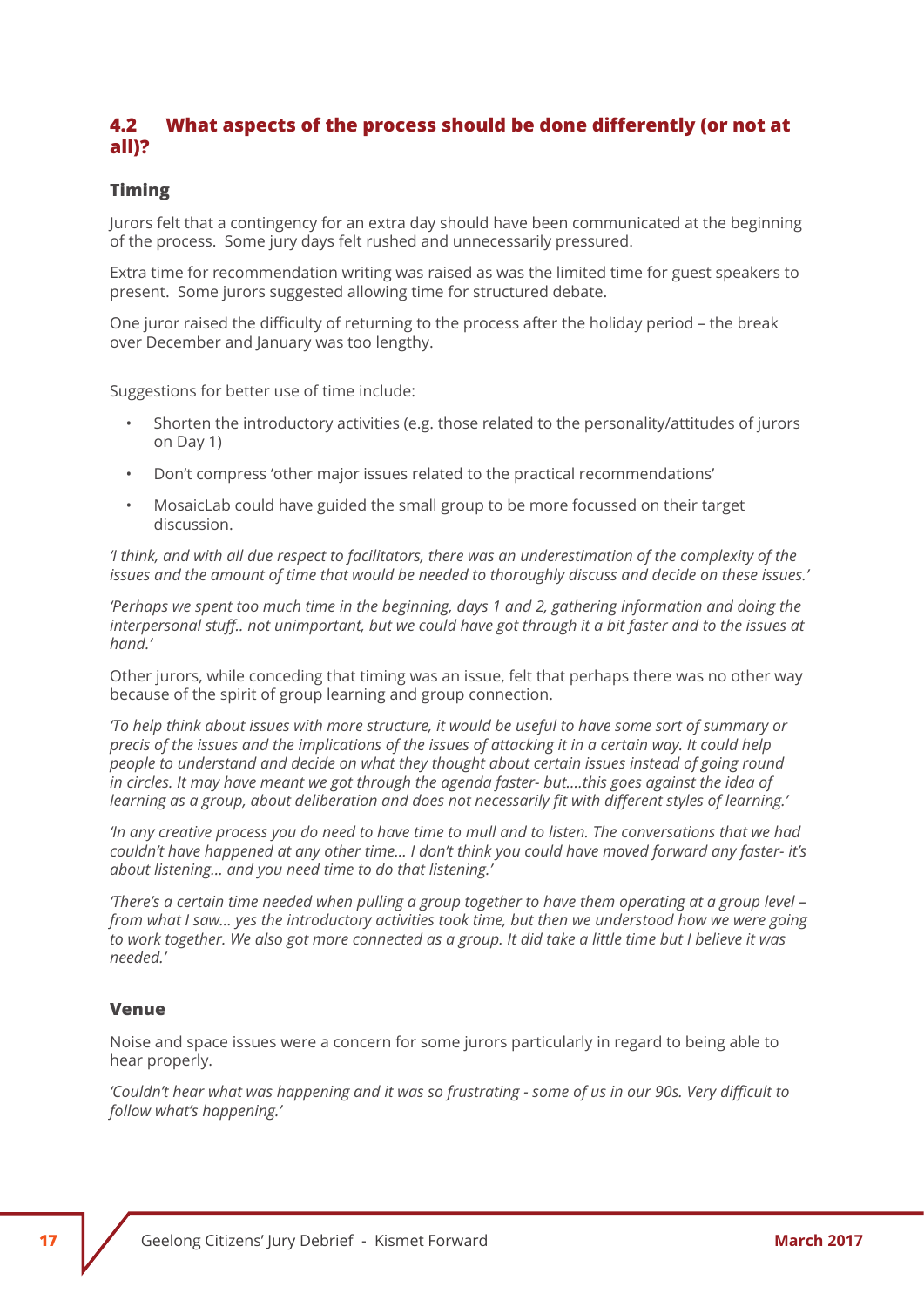## 4.2 What aspects of the process should be done differently (or not at all)?

### Timing

Jurors felt that a contingency for an extra day should have been communicated at the beginning of the process. Some jury days felt rushed and unnecessarily pressured.

Extra time for recommendation writing was raised as was the limited time for guest speakers to present. Some jurors suggested allowing time for structured debate.

One juror raised the difficulty of returning to the process after the holiday period – the break over December and January was too lengthy.

Suggestions for better use of time include:

- Shorten the introductory activities (e.g. those related to the personality/attitudes of jurors on Day 1)
- Don't compress 'other major issues related to the practical recommendations'
- MosaicLab could have guided the small group to be more focussed on their target discussion.

*'I think, and with all due respect to facilitators, there was an underestimation of the complexity of the issues and the amount of time that would be needed to thoroughly discuss and decide on these issues.'*

*'Perhaps we spent too much time in the beginning, days 1 and 2, gathering information and doing the interpersonal stuff.. not unimportant, but we could have got through it a bit faster and to the issues at hand.'*

Other jurors, while conceding that timing was an issue, felt that perhaps there was no other way because of the spirit of group learning and group connection.

*'To help think about issues with more structure, it would be useful to have some sort of summary or precis of the issues and the implications of the issues of attacking it in a certain way. It could help people to understand and decide on what they thought about certain issues instead of going round in circles. It may have meant we got through the agenda faster- but....this goes against the idea of learning as a group, about deliberation and does not necessarily fit with different styles of learning.'*

*'In any creative process you do need to have time to mull and to listen. The conversations that we had couldn't have happened at any other time... I don't think you could have moved forward any faster- it's about listening... and you need time to do that listening.'*

*'There's a certain time needed when pulling a group together to have them operating at a group level – from what I saw... yes the introductory activities took time, but then we understood how we were going to work together. We also got more connected as a group. It did take a little time but I believe it was needed.'*

### Venue

Noise and space issues were a concern for some jurors particularly in regard to being able to hear properly.

*'Couldn't hear what was happening and it was so frustrating - some of us in our 90s. Very difficult to follow what's happening.'*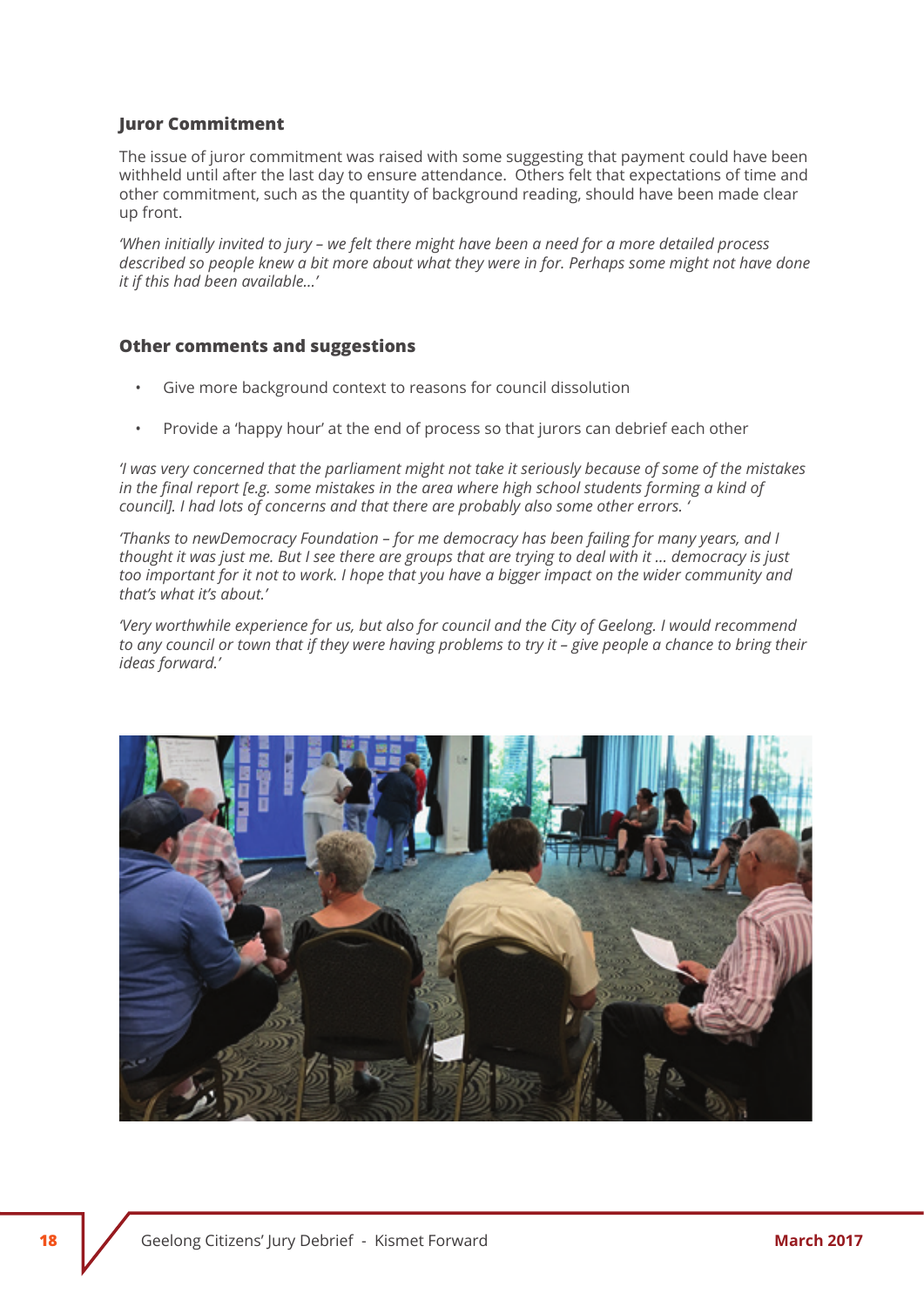### Juror Commitment

The issue of juror commitment was raised with some suggesting that payment could have been withheld until after the last day to ensure attendance. Others felt that expectations of time and other commitment, such as the quantity of background reading, should have been made clear up front.

*'When initially invited to jury – we felt there might have been a need for a more detailed process described so people knew a bit more about what they were in for. Perhaps some might not have done it if this had been available...'*

### Other comments and suggestions

- Give more background context to reasons for council dissolution
- Provide a 'happy hour' at the end of process so that jurors can debrief each other

*'I was very concerned that the parliament might not take it seriously because of some of the mistakes in the final report [e.g. some mistakes in the area where high school students forming a kind of council]. I had lots of concerns and that there are probably also some other errors. '*

*'Thanks to newDemocracy Foundation – for me democracy has been failing for many years, and I thought it was just me. But I see there are groups that are trying to deal with it ... democracy is just too important for it not to work. I hope that you have a bigger impact on the wider community and that's what it's about.'*

*'Very worthwhile experience for us, but also for council and the City of Geelong. I would recommend to any council or town that if they were having problems to try it – give people a chance to bring their ideas forward.'*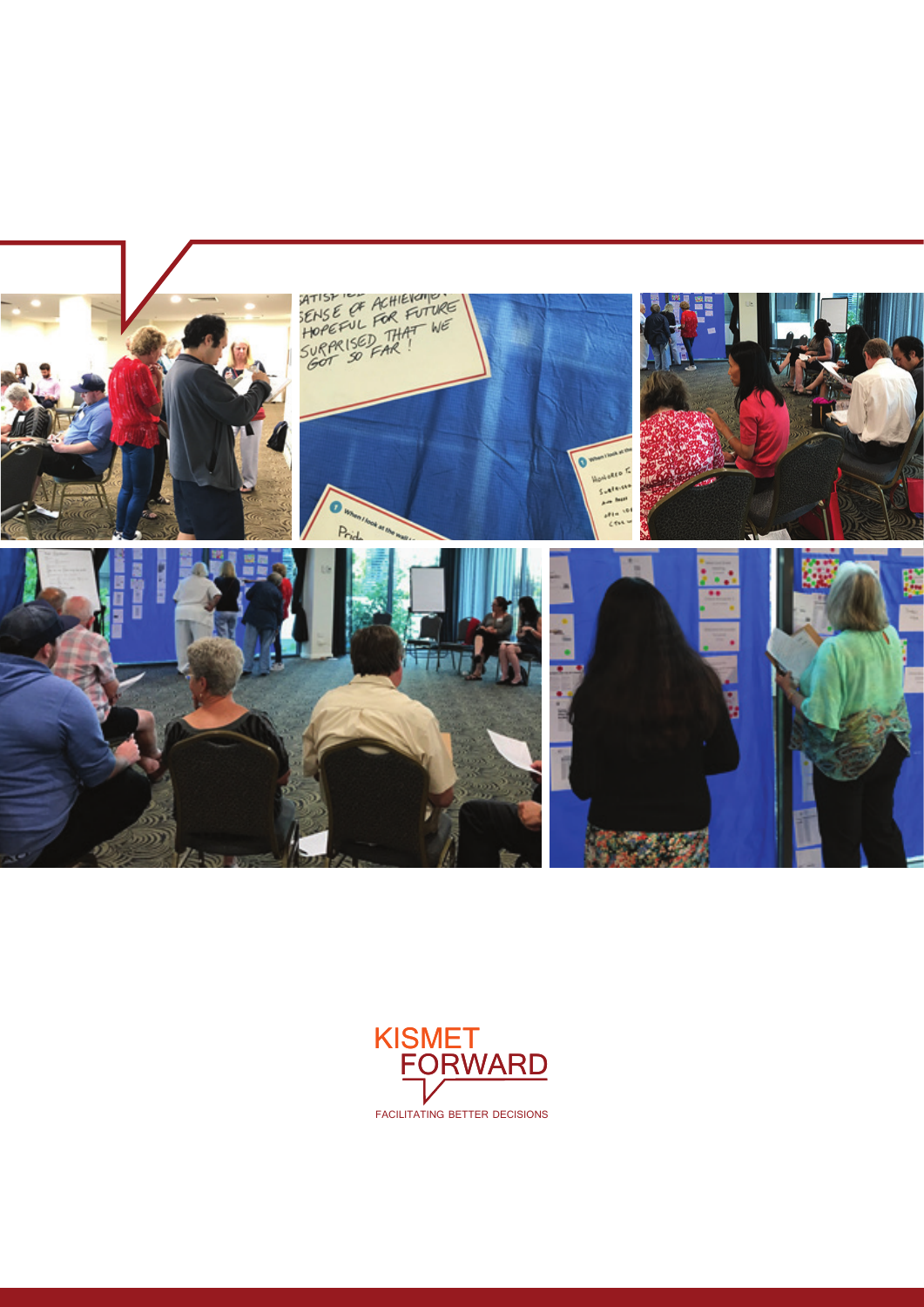KISMET FORWARD

FACILITATING BETTER DECISIONS